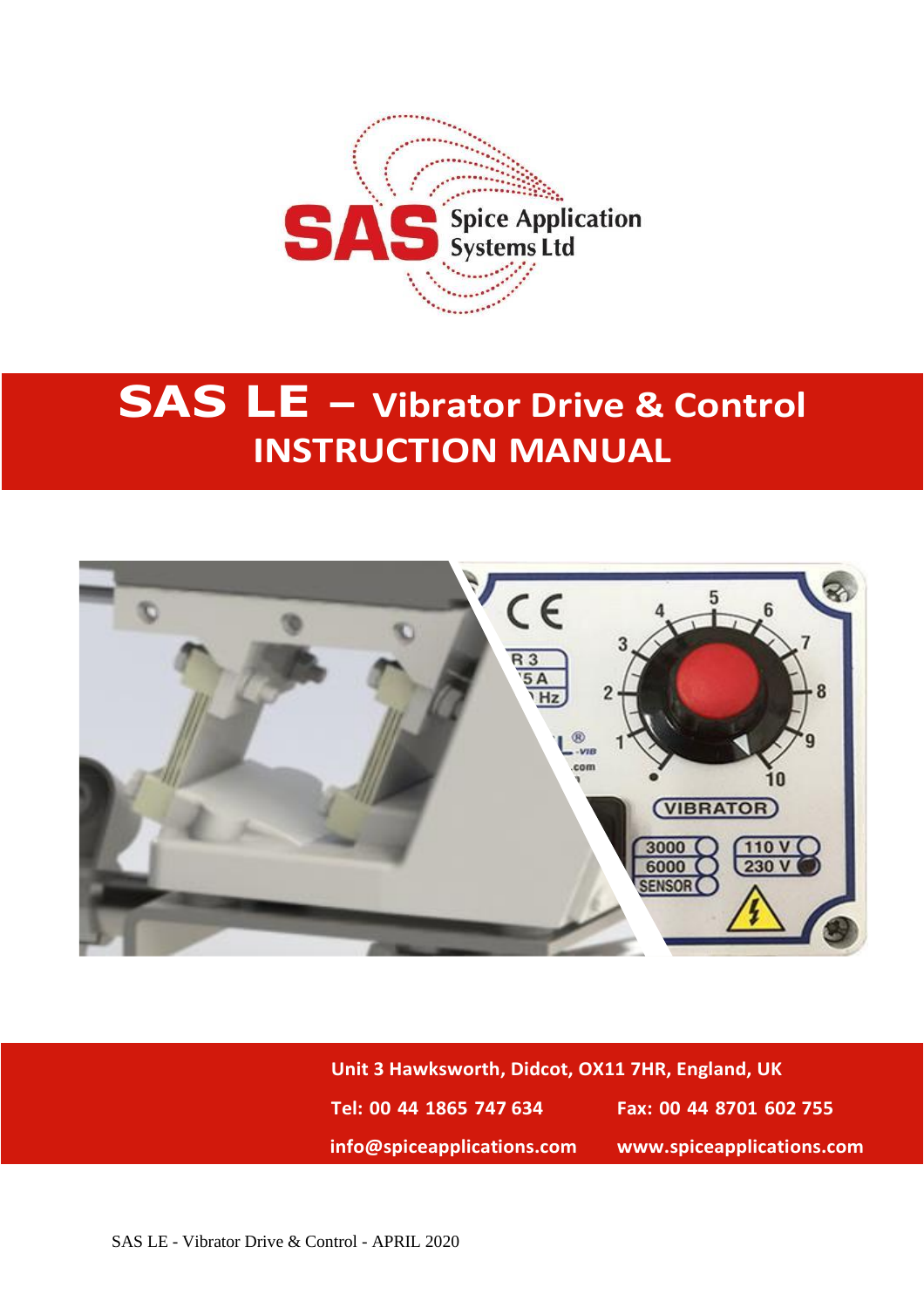Spice Application Systems Ltd

# SAS LE – Vibrator Drive & Control
# INSTRUCTION MANUAL

Unit 3 Hawksworth, Didcot, OX11 7HR, England, UK

Tel: 00 44 1865 747 634 Fax: 00 44 8701 602 755

info@spiceapplications.com www.spiceapplications.com

SAS LE - Vibrator Drive & Control - APRIL 2020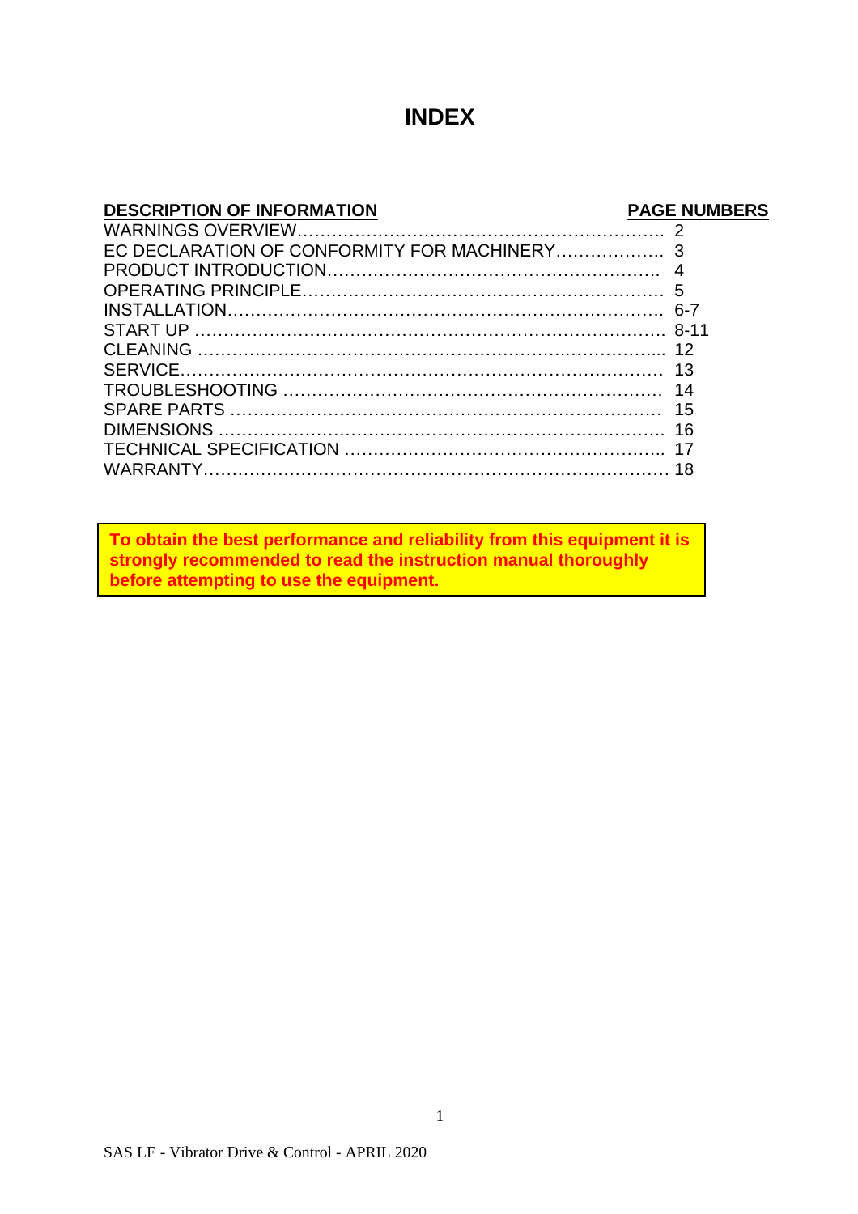# INDEX

| DESCRIPTION OF INFORMATION | PAGE NUMBERS |
|---|---|
| WARNINGS OVERVIEW | 2 |
| EC DECLARATION OF CONFORMITY FOR MACHINERY | 3 |
| PRODUCT INTRODUCTION | 4 |
| OPERATING PRINCIPLE | 5 |
| INSTALLATION | 6-7 |
| START UP | 8-11 |
| CLEANING | 12 |
| SERVICE | 13 |
| TROUBLESHOOTING | 14 |
| SPARE PARTS | 15 |
| DIMENSIONS | 16 |
| TECHNICAL SPECIFICATION | 17 |
| WARRANTY | 18 |

**To obtain the best performance and reliability from this equipment it is strongly recommended to read the instruction manual thoroughly before attempting to use the equipment.**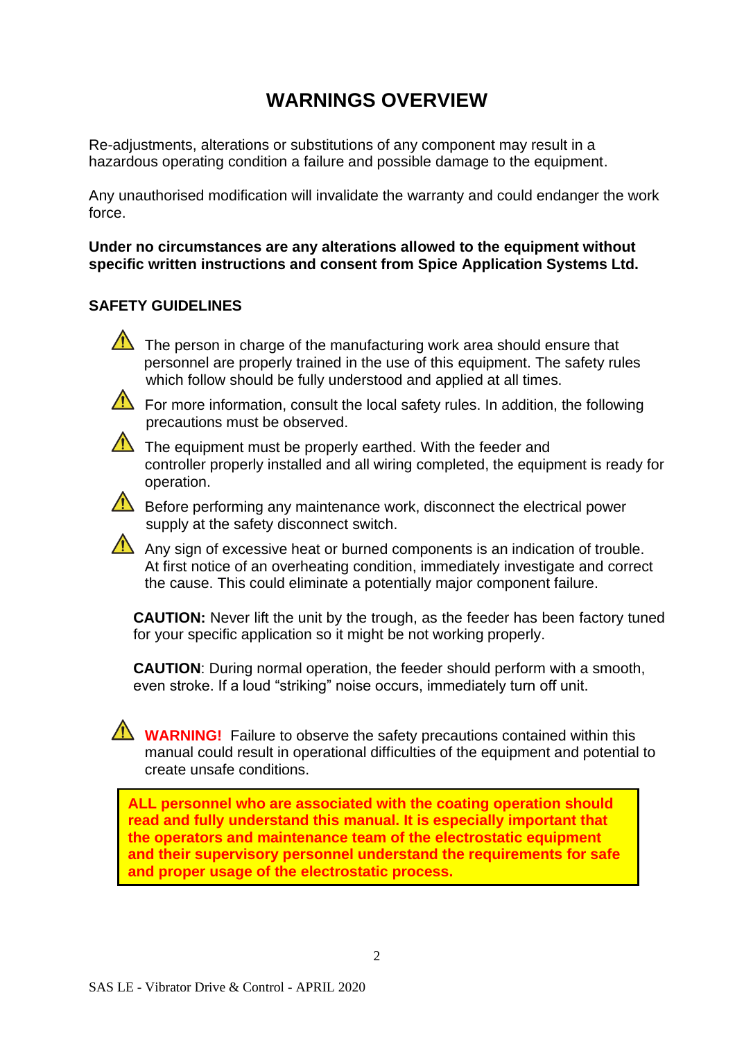# WARNINGS OVERVIEW

Re-adjustments, alterations or substitutions of any component may result in a hazardous operating condition a failure and possible damage to the equipment.

Any unauthorised modification will invalidate the warranty and could endanger the work force.

**Under no circumstances are any alterations allowed to the equipment without specific written instructions and consent from Spice Application Systems Ltd.**

## SAFETY GUIDELINES

⚠ The person in charge of the manufacturing work area should ensure that personnel are properly trained in the use of this equipment. The safety rules which follow should be fully understood and applied at all times.

⚠ For more information, consult the local safety rules. In addition, the following precautions must be observed.

⚠ The equipment must be properly earthed. With the feeder and controller properly installed and all wiring completed, the equipment is ready for operation.

⚠ Before performing any maintenance work, disconnect the electrical power supply at the safety disconnect switch.

⚠ Any sign of excessive heat or burned components is an indication of trouble. At first notice of an overheating condition, immediately investigate and correct the cause. This could eliminate a potentially major component failure.

**CAUTION:** Never lift the unit by the trough, as the feeder has been factory tuned for your specific application so it might be not working properly.

**CAUTION**: During normal operation, the feeder should perform with a smooth, even stroke. If a loud "striking" noise occurs, immediately turn off unit.

⚠ **WARNING!** Failure to observe the safety precautions contained within this manual could result in operational difficulties of the equipment and potential to create unsafe conditions.

**ALL personnel who are associated with the coating operation should read and fully understand this manual. It is especially important that the operators and maintenance team of the electrostatic equipment and their supervisory personnel understand the requirements for safe and proper usage of the electrostatic process.**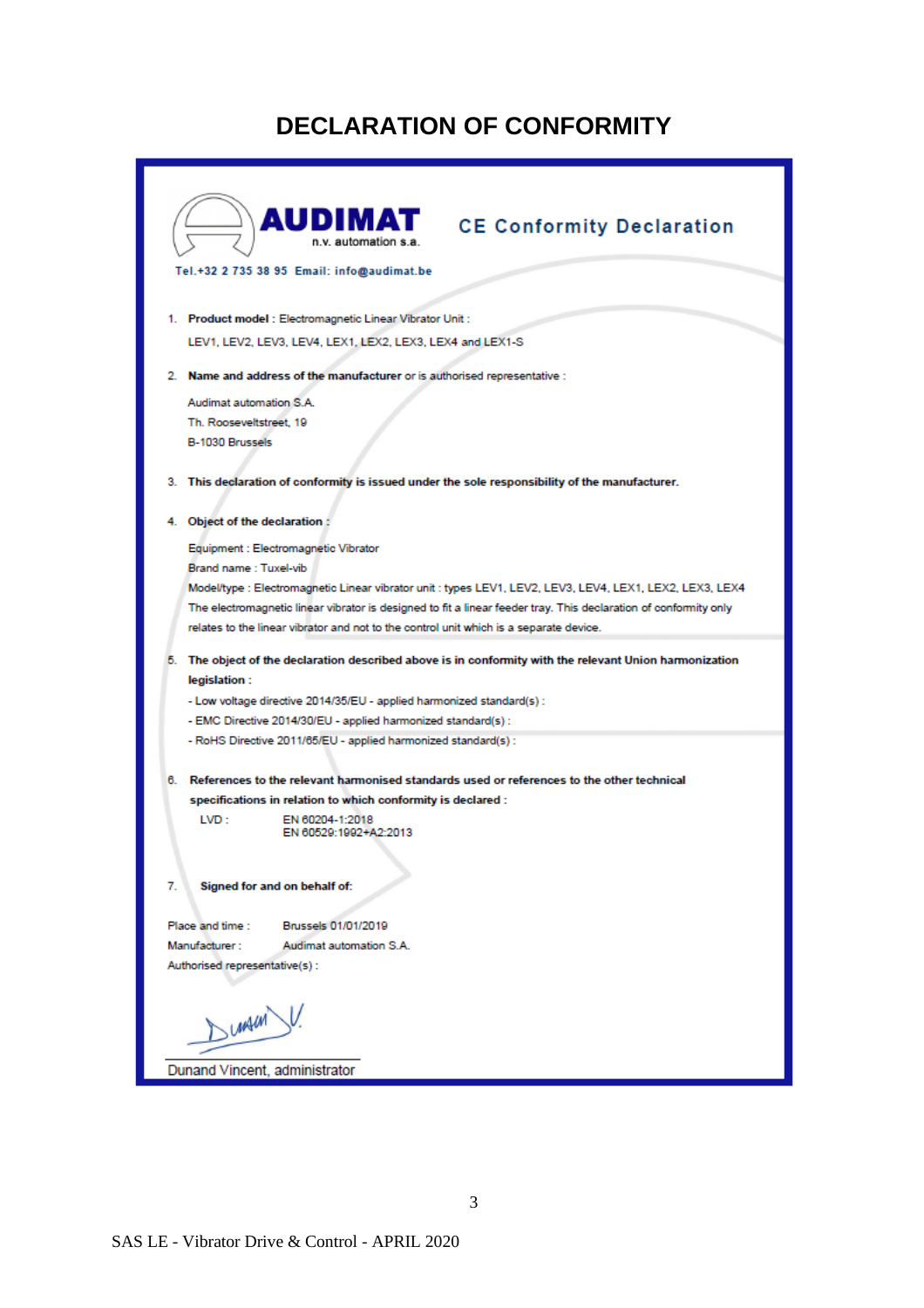# DECLARATION OF CONFORMITY

**AUDIMAT** n.v. automation s.a.

**CE Conformity Declaration**

Tel.+32 2 735 38 95 Email: info@audimat.be

1. **Product model** : Electromagnetic Linear Vibrator Unit :
   LEV1, LEV2, LEV3, LEV4, LEX1, LEX2, LEX3, LEX4 and LEX1-S

2. **Name and address of the manufacturer** or is authorised representative :
   Audimat automation S.A.
   Th. Rooseveltstreet, 19
   B-1030 Brussels

3. **This declaration of conformity is issued under the sole responsibility of the manufacturer.**

4. **Object of the declaration :**
   Equipment : Electromagnetic Vibrator
   Brand name : Tuxel-vib
   Model/type : Electromagnetic Linear vibrator unit : types LEV1, LEV2, LEV3, LEV4, LEX1, LEX2, LEX3, LEX4
   The electromagnetic linear vibrator is designed to fit a linear feeder tray. This declaration of conformity only relates to the linear vibrator and not to the control unit which is a separate device.

5. **The object of the declaration described above is in conformity with the relevant Union harmonization legislation :**
   - Low voltage directive 2014/35/EU - applied harmonized standard(s) :
   - EMC Directive 2014/30/EU - applied harmonized standard(s) :
   - RoHS Directive 2011/65/EU - applied harmonized standard(s) :

6. **References to the relevant harmonised standards used or references to the other technical specifications in relation to which conformity is declared :**
   LVD : EN 60204-1:2018
   EN 60529:1992+A2:2013

7. **Signed for and on behalf of:**

Place and time : Brussels 01/01/2019
Manufacturer : Audimat automation S.A.
Authorised representative(s) :

Dunand Vincent, administrator

SAS LE - Vibrator Drive & Control - APRIL 2020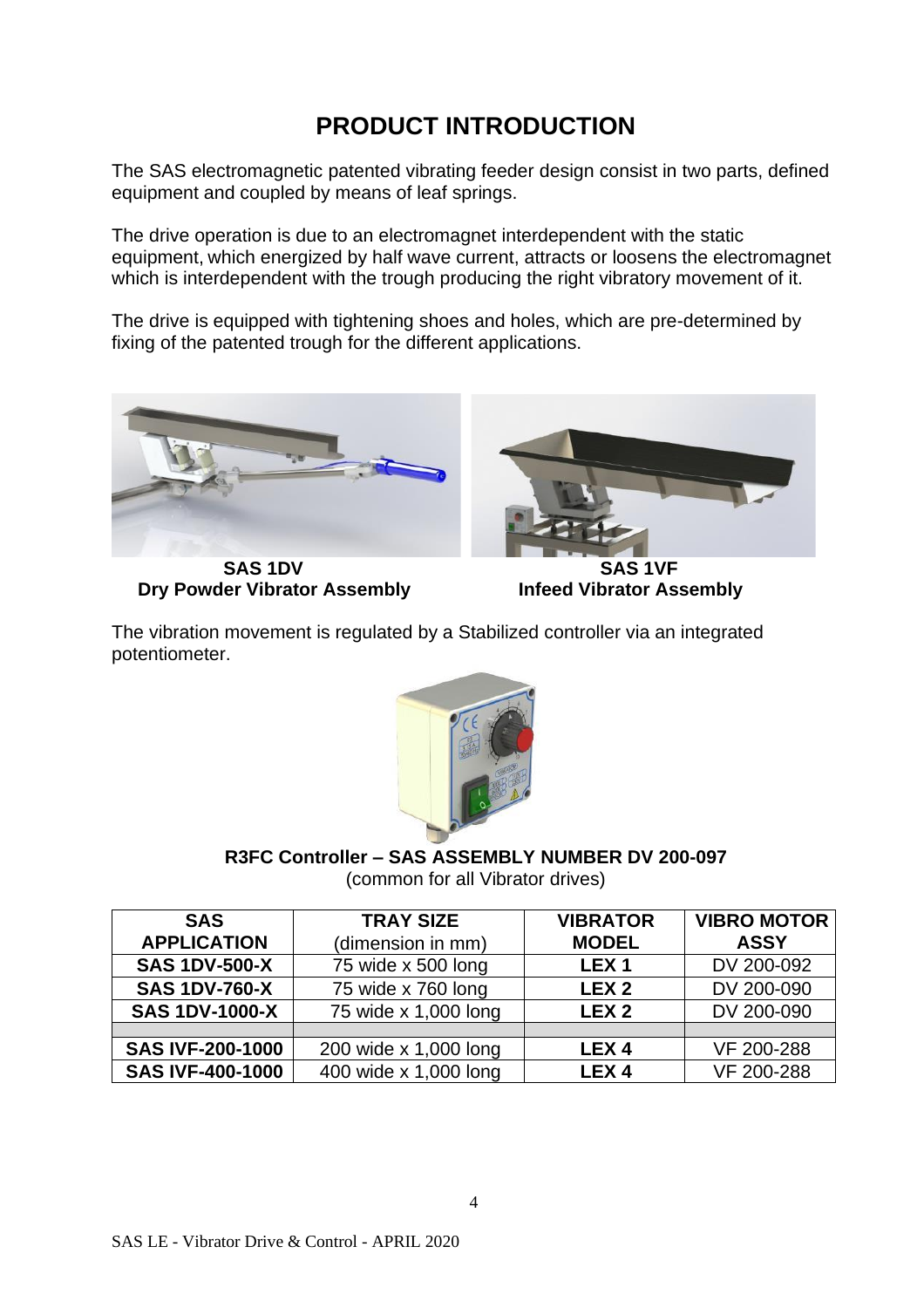# PRODUCT INTRODUCTION

The SAS electromagnetic patented vibrating feeder design consist in two parts, defined equipment and coupled by means of leaf springs.

The drive operation is due to an electromagnet interdependent with the static equipment, which energized by half wave current, attracts or loosens the electromagnet which is interdependent with the trough producing the right vibratory movement of it.

The drive is equipped with tightening shoes and holes, which are pre-determined by fixing of the patented trough for the different applications.

**SAS 1DV**
**Dry Powder Vibrator Assembly**

**SAS 1VF**
**Infeed Vibrator Assembly**

The vibration movement is regulated by a Stabilized controller via an integrated potentiometer.

**R3FC Controller – SAS ASSEMBLY NUMBER DV 200-097**
(common for all Vibrator drives)

| **SAS APPLICATION** | **TRAY SIZE** (dimension in mm) | **VIBRATOR MODEL** | **VIBRO MOTOR ASSY** |
|---|---|---|---|
| **SAS 1DV-500-X** | 75 wide x 500 long | **LEX 1** | DV 200-092 |
| **SAS 1DV-760-X** | 75 wide x 760 long | **LEX 2** | DV 200-090 |
| **SAS 1DV-1000-X** | 75 wide x 1,000 long | **LEX 2** | DV 200-090 |
| | | | |
| **SAS IVF-200-1000** | 200 wide x 1,000 long | **LEX 4** | VF 200-288 |
| **SAS IVF-400-1000** | 400 wide x 1,000 long | **LEX 4** | VF 200-288 |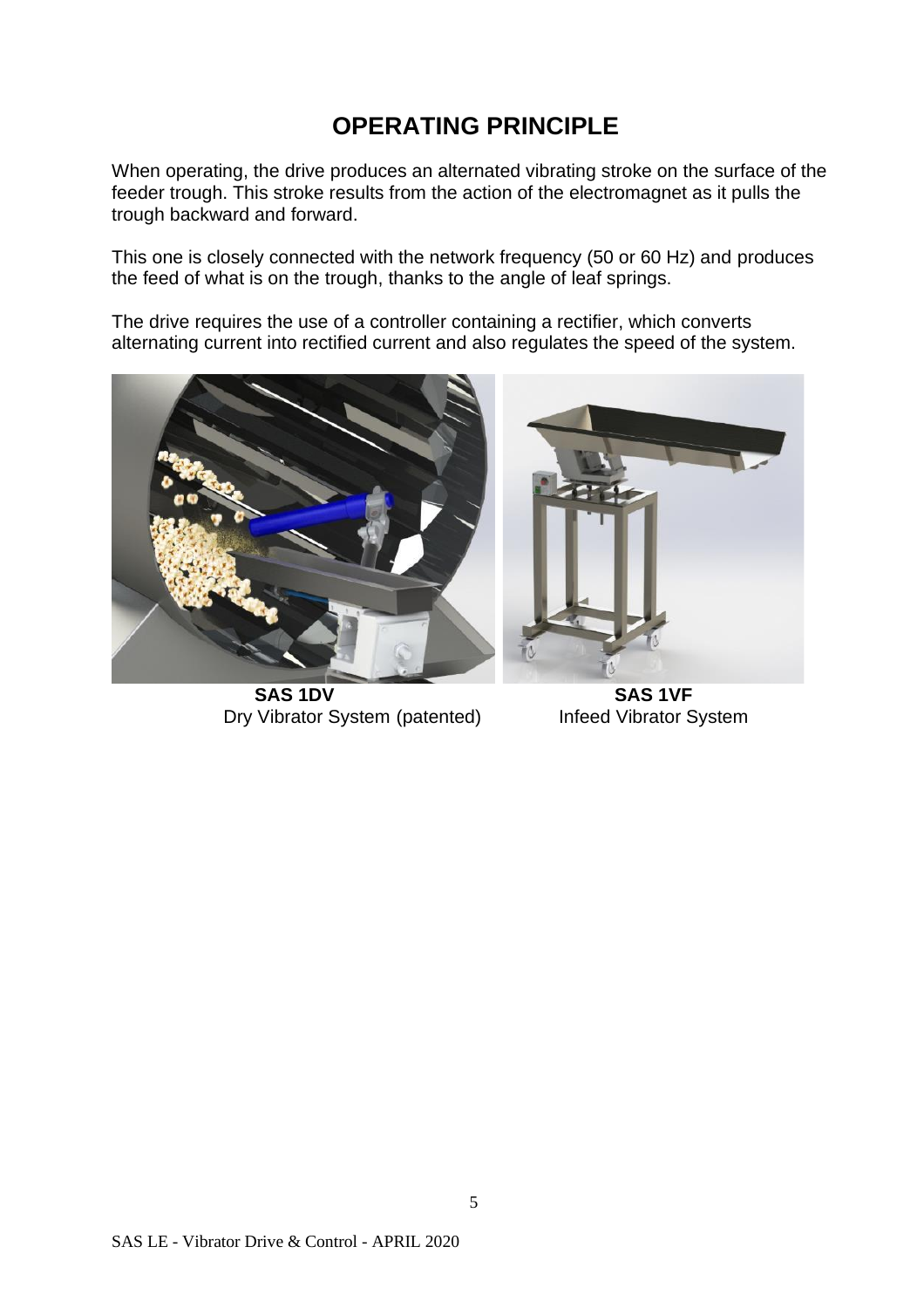# OPERATING PRINCIPLE

When operating, the drive produces an alternated vibrating stroke on the surface of the feeder trough. This stroke results from the action of the electromagnet as it pulls the trough backward and forward.

This one is closely connected with the network frequency (50 or 60 Hz) and produces the feed of what is on the trough, thanks to the angle of leaf springs.

The drive requires the use of a controller containing a rectifier, which converts alternating current into rectified current and also regulates the speed of the system.

**SAS 1DV**
Dry Vibrator System (patented)

**SAS 1VF**
Infeed Vibrator System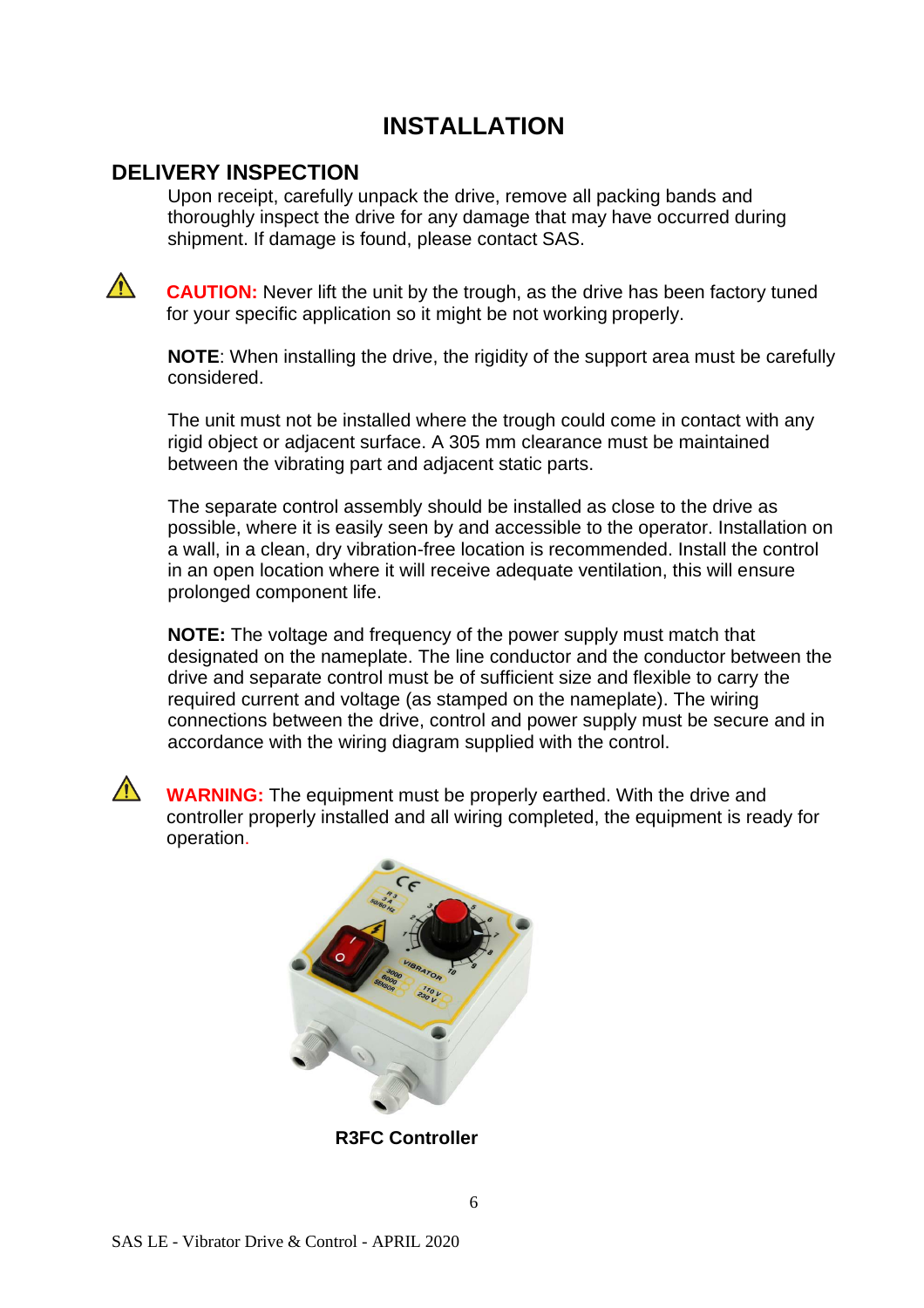# INSTALLATION

## DELIVERY INSPECTION

Upon receipt, carefully unpack the drive, remove all packing bands and thoroughly inspect the drive for any damage that may have occurred during shipment. If damage is found, please contact SAS.

⚠ **CAUTION:** Never lift the unit by the trough, as the drive has been factory tuned for your specific application so it might be not working properly.

**NOTE**: When installing the drive, the rigidity of the support area must be carefully considered.

The unit must not be installed where the trough could come in contact with any rigid object or adjacent surface. A 305 mm clearance must be maintained between the vibrating part and adjacent static parts.

The separate control assembly should be installed as close to the drive as possible, where it is easily seen by and accessible to the operator. Installation on a wall, in a clean, dry vibration-free location is recommended. Install the control in an open location where it will receive adequate ventilation, this will ensure prolonged component life.

**NOTE:** The voltage and frequency of the power supply must match that designated on the nameplate. The line conductor and the conductor between the drive and separate control must be of sufficient size and flexible to carry the required current and voltage (as stamped on the nameplate). The wiring connections between the drive, control and power supply must be secure and in accordance with the wiring diagram supplied with the control.

⚠ **WARNING:** The equipment must be properly earthed. With the drive and controller properly installed and all wiring completed, the equipment is ready for operation.

**R3FC Controller**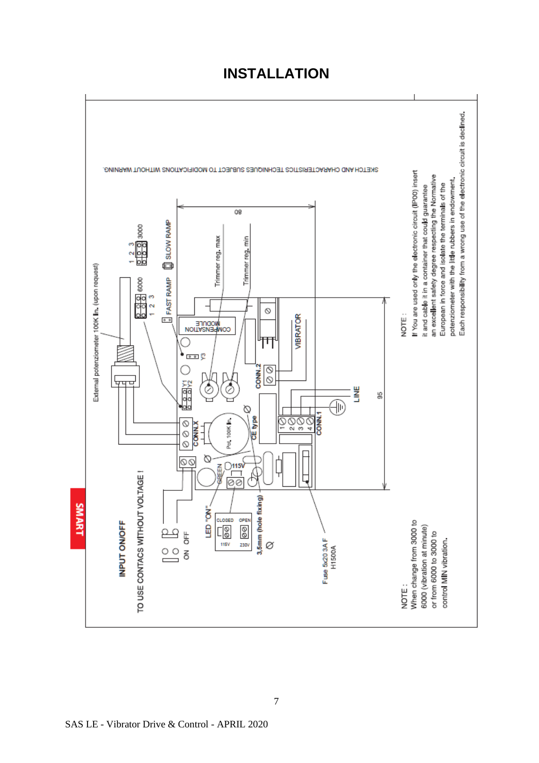# INSTALLATION

SKETCH AND CHARACTERISTICS TECHNIQUES SUBJECT TO MODIFICATIONS WITHOUT WARNING.

External potenziometer 100K lin. (upon request)

1 2 3 6000 — 1 2 3 3000

FAST RAMP — SLOW RAMP

Trimmer reg. max

Trimmer reg. min

80

COMPENSATION MODULE

Y3

Y1 Y2

VIBRATOR

CONN.2

LINE

95

CONN.1

1 2 3 4

CE type

Pot. 100K lin.

CONN.X

INPUT ON/OFF

TO USE CONTACS WITHOUT VOLTAGE !

ON OFF

GREEN

115V

LED "ON"

CLOSED OPEN

115V 230V

3,5mm (hole fixing)

Fuse 5x20 3A F H1500A

NOTE :
If You are used only the electronic circuit (IP00) insert it and cable it in a container that could guarantee an excellent safety degree respecting the Normative European in force and isolate the terminals of the potenziometer with the little rubbers in endowment.
Each responsibility from a wrong use of the electronic circuit is declined.

NOTE :
When change from 3000 to 6000 (vibration at minute) or from 6000 to 3000 to control MIN vibration.

SAS LE - Vibrator Drive & Control - APRIL 2020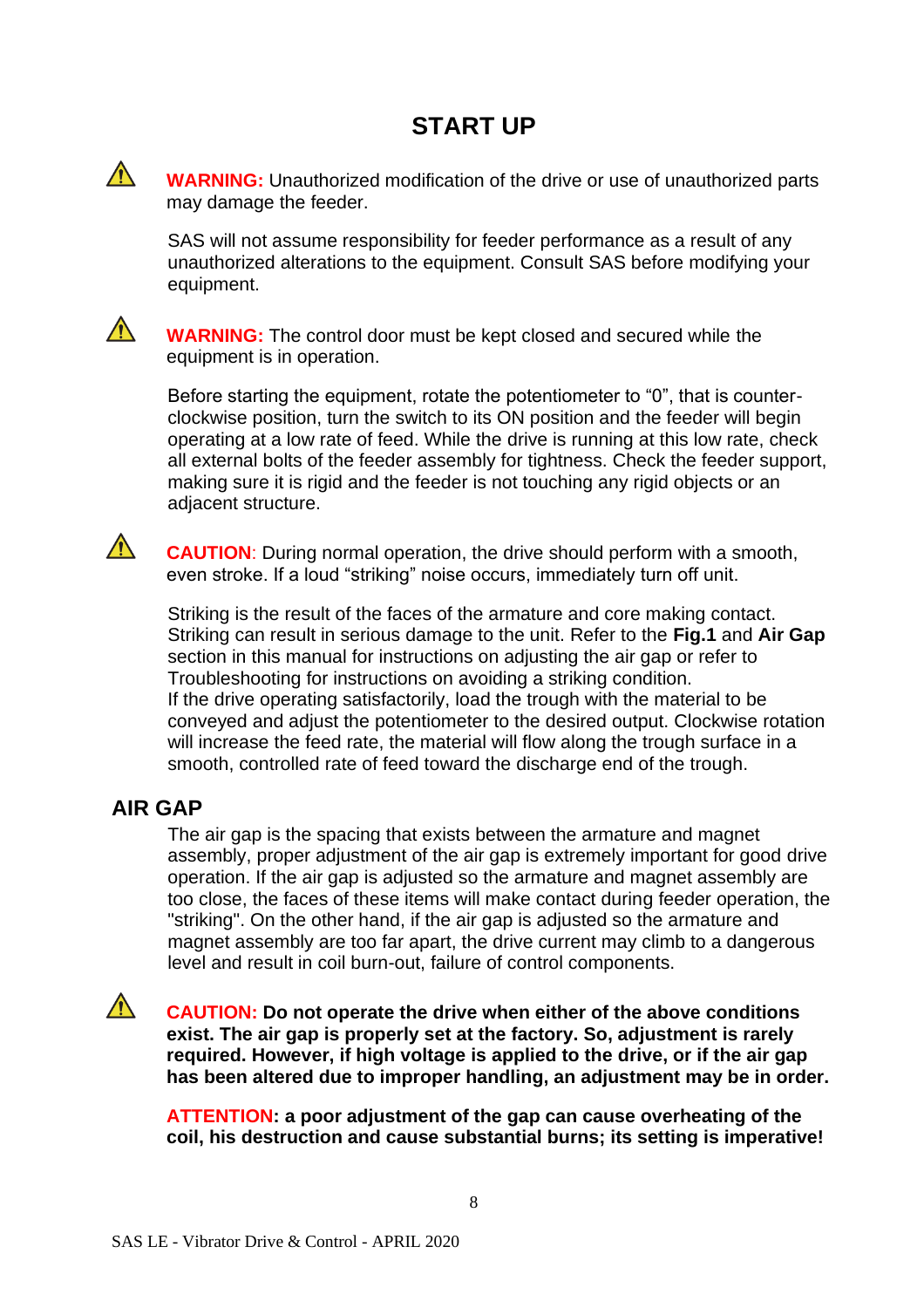# START UP

⚠ **WARNING:** Unauthorized modification of the drive or use of unauthorized parts may damage the feeder.

SAS will not assume responsibility for feeder performance as a result of any unauthorized alterations to the equipment. Consult SAS before modifying your equipment.

⚠ **WARNING:** The control door must be kept closed and secured while the equipment is in operation.

Before starting the equipment, rotate the potentiometer to "0", that is counter-clockwise position, turn the switch to its ON position and the feeder will begin operating at a low rate of feed. While the drive is running at this low rate, check all external bolts of the feeder assembly for tightness. Check the feeder support, making sure it is rigid and the feeder is not touching any rigid objects or an adjacent structure.

⚠ **CAUTION**: During normal operation, the drive should perform with a smooth, even stroke. If a loud "striking" noise occurs, immediately turn off unit.

Striking is the result of the faces of the armature and core making contact. Striking can result in serious damage to the unit. Refer to the **Fig.1** and **Air Gap** section in this manual for instructions on adjusting the air gap or refer to Troubleshooting for instructions on avoiding a striking condition.
If the drive operating satisfactorily, load the trough with the material to be conveyed and adjust the potentiometer to the desired output. Clockwise rotation will increase the feed rate, the material will flow along the trough surface in a smooth, controlled rate of feed toward the discharge end of the trough.

## AIR GAP

The air gap is the spacing that exists between the armature and magnet assembly, proper adjustment of the air gap is extremely important for good drive operation. If the air gap is adjusted so the armature and magnet assembly are too close, the faces of these items will make contact during feeder operation, the "striking". On the other hand, if the air gap is adjusted so the armature and magnet assembly are too far apart, the drive current may climb to a dangerous level and result in coil burn-out, failure of control components.

⚠ **CAUTION: Do not operate the drive when either of the above conditions exist. The air gap is properly set at the factory. So, adjustment is rarely required. However, if high voltage is applied to the drive, or if the air gap has been altered due to improper handling, an adjustment may be in order.**

**ATTENTION: a poor adjustment of the gap can cause overheating of the coil, his destruction and cause substantial burns; its setting is imperative!**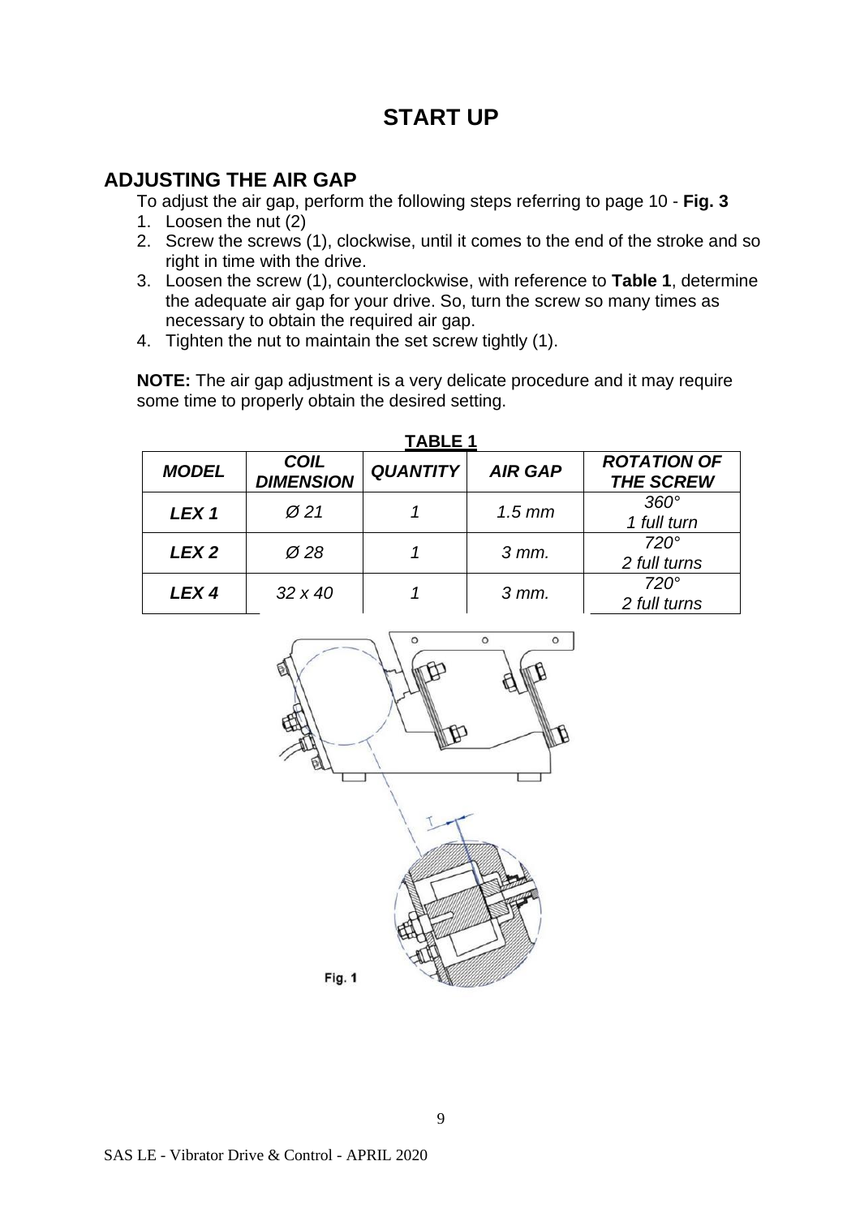# START UP

## ADJUSTING THE AIR GAP

To adjust the air gap, perform the following steps referring to page 10 - **Fig. 3**

1. Loosen the nut (2)
2. Screw the screws (1), clockwise, until it comes to the end of the stroke and so right in time with the drive.
3. Loosen the screw (1), counterclockwise, with reference to **Table 1**, determine the adequate air gap for your drive. So, turn the screw so many times as necessary to obtain the required air gap.
4. Tighten the nut to maintain the set screw tightly (1).

**NOTE:** The air gap adjustment is a very delicate procedure and it may require some time to properly obtain the desired setting.

**TABLE 1**

| ***MODEL*** | ***COIL DIMENSION*** | ***QUANTITY*** | ***AIR GAP*** | ***ROTATION OF THE SCREW*** |
|---|---|---|---|---|
| ***LEX 1*** | *Ø 21* | *1* | *1.5 mm* | *360°* *1 full turn* |
| ***LEX 2*** | *Ø 28* | *1* | *3 mm.* | *720°* *2 full turns* |
| ***LEX 4*** | *32 x 40* | *1* | *3 mm.* | *720°* *2 full turns* |

Fig. 1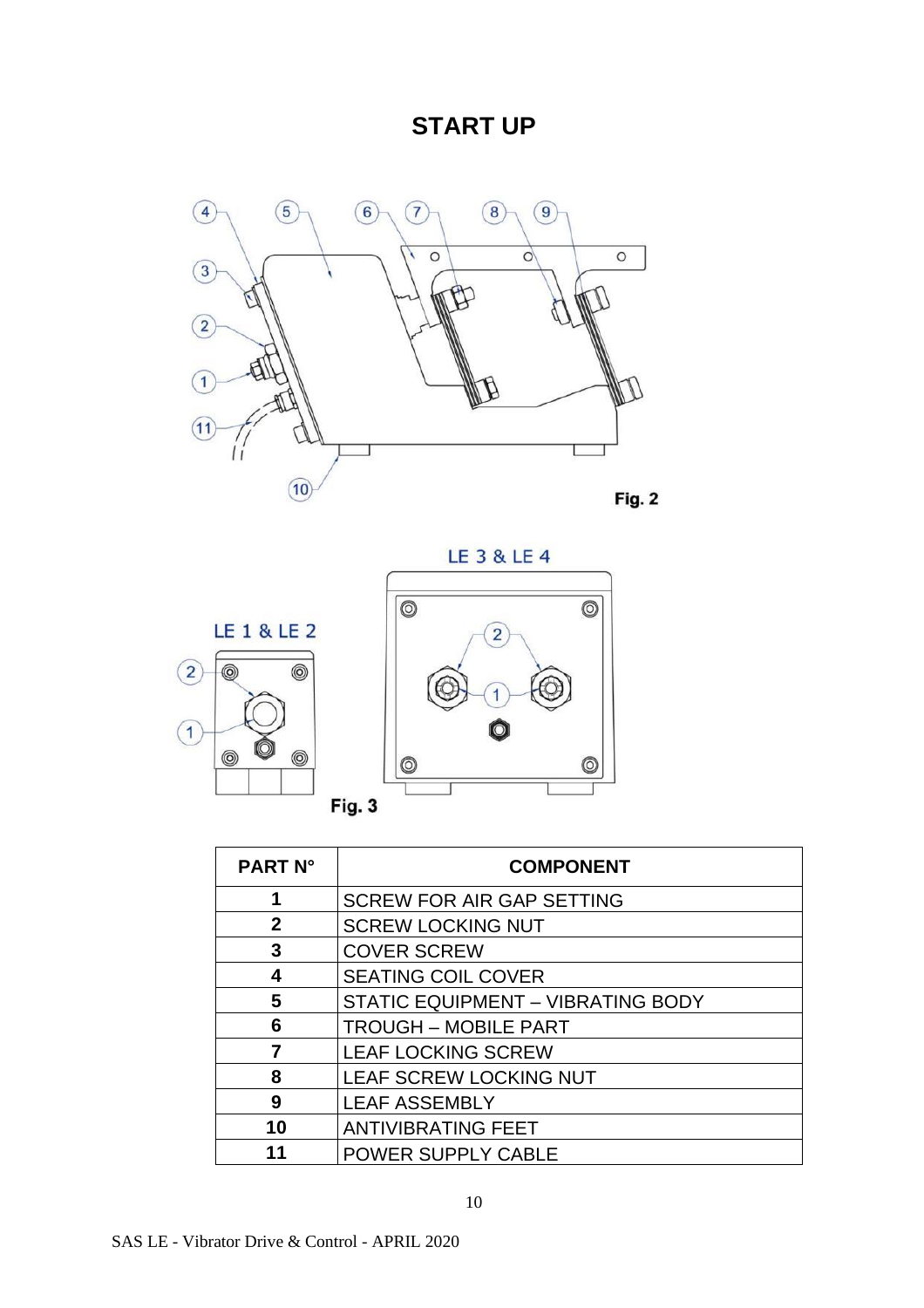# START UP

Fig. 2

LE 1 & LE 2

LE 3 & LE 4

Fig. 3

| PART N° | COMPONENT |
|---|---|
| 1 | SCREW FOR AIR GAP SETTING |
| 2 | SCREW LOCKING NUT |
| 3 | COVER SCREW |
| 4 | SEATING COIL COVER |
| 5 | STATIC EQUIPMENT – VIBRATING BODY |
| 6 | TROUGH – MOBILE PART |
| 7 | LEAF LOCKING SCREW |
| 8 | LEAF SCREW LOCKING NUT |
| 9 | LEAF ASSEMBLY |
| 10 | ANTIVIBRATING FEET |
| 11 | POWER SUPPLY CABLE |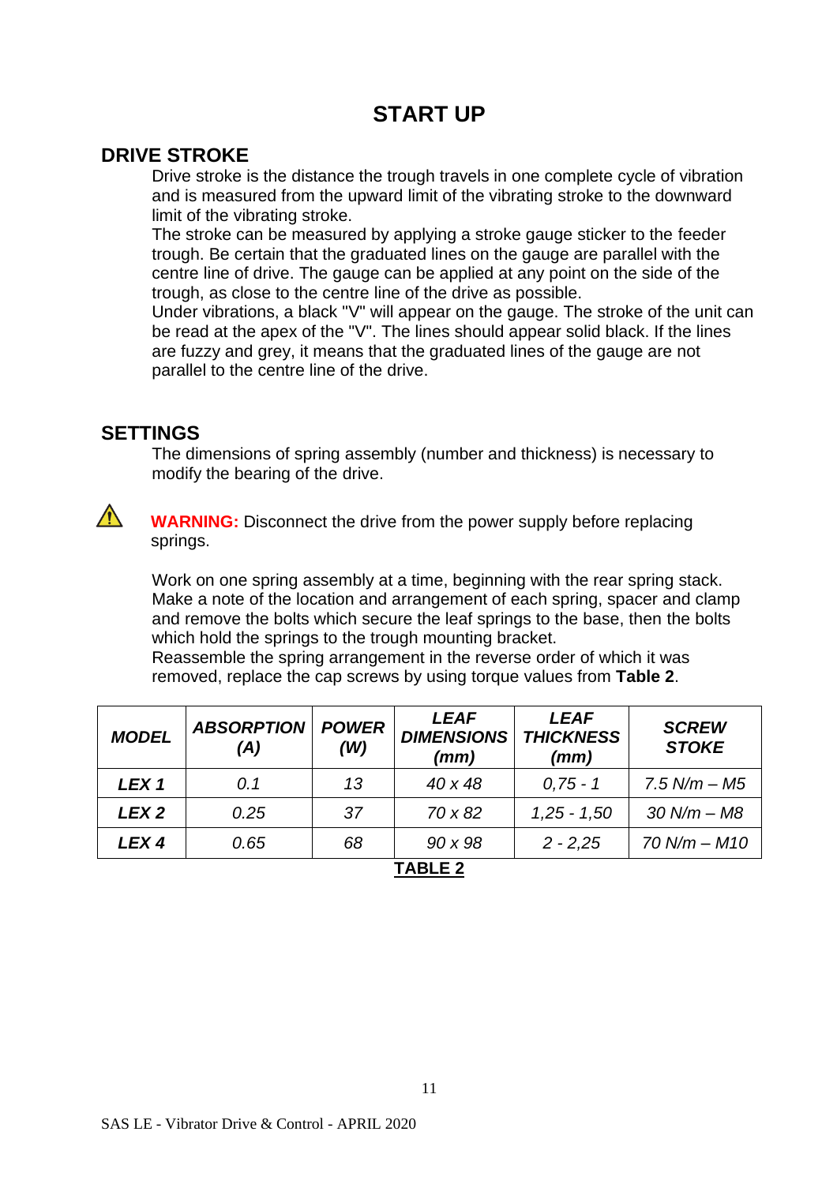# START UP

## DRIVE STROKE

Drive stroke is the distance the trough travels in one complete cycle of vibration and is measured from the upward limit of the vibrating stroke to the downward limit of the vibrating stroke.

The stroke can be measured by applying a stroke gauge sticker to the feeder trough. Be certain that the graduated lines on the gauge are parallel with the centre line of drive. The gauge can be applied at any point on the side of the trough, as close to the centre line of the drive as possible.

Under vibrations, a black "V" will appear on the gauge. The stroke of the unit can be read at the apex of the "V". The lines should appear solid black. If the lines are fuzzy and grey, it means that the graduated lines of the gauge are not parallel to the centre line of the drive.

## SETTINGS

The dimensions of spring assembly (number and thickness) is necessary to modify the bearing of the drive.

⚠ **WARNING:** Disconnect the drive from the power supply before replacing springs.

Work on one spring assembly at a time, beginning with the rear spring stack. Make a note of the location and arrangement of each spring, spacer and clamp and remove the bolts which secure the leaf springs to the base, then the bolts which hold the springs to the trough mounting bracket.

Reassemble the spring arrangement in the reverse order of which it was removed, replace the cap screws by using torque values from **Table 2**.

| *MODEL* | *ABSORPTION (A)* | *POWER (W)* | *LEAF DIMENSIONS (mm)* | *LEAF THICKNESS (mm)* | *SCREW STOKE* |
|---|---|---|---|---|---|
| *LEX 1* | *0.1* | *13* | *40 x 48* | *0,75 - 1* | *7.5 N/m – M5* |
| *LEX 2* | *0.25* | *37* | *70 x 82* | *1,25 - 1,50* | *30 N/m – M8* |
| *LEX 4* | *0.65* | *68* | *90 x 98* | *2 - 2,25* | *70 N/m – M10* |

**TABLE 2**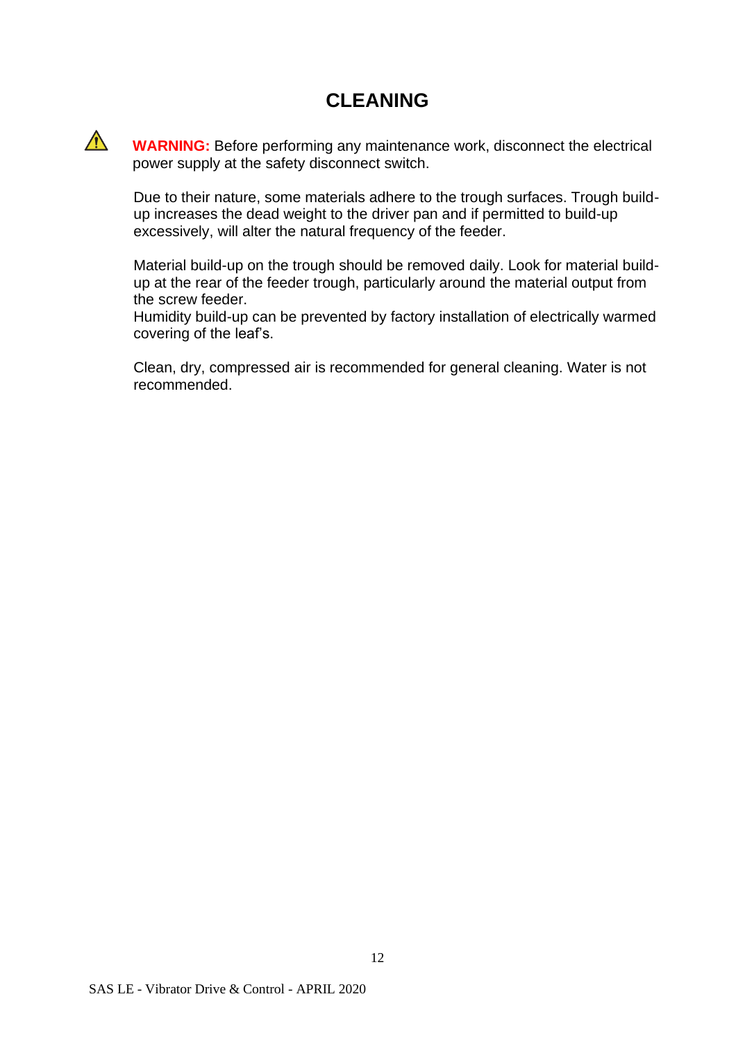# CLEANING

⚠ **WARNING:** Before performing any maintenance work, disconnect the electrical power supply at the safety disconnect switch.

Due to their nature, some materials adhere to the trough surfaces. Trough build-up increases the dead weight to the driver pan and if permitted to build-up excessively, will alter the natural frequency of the feeder.

Material build-up on the trough should be removed daily. Look for material build-up at the rear of the feeder trough, particularly around the material output from the screw feeder.
Humidity build-up can be prevented by factory installation of electrically warmed covering of the leaf's.

Clean, dry, compressed air is recommended for general cleaning. Water is not recommended.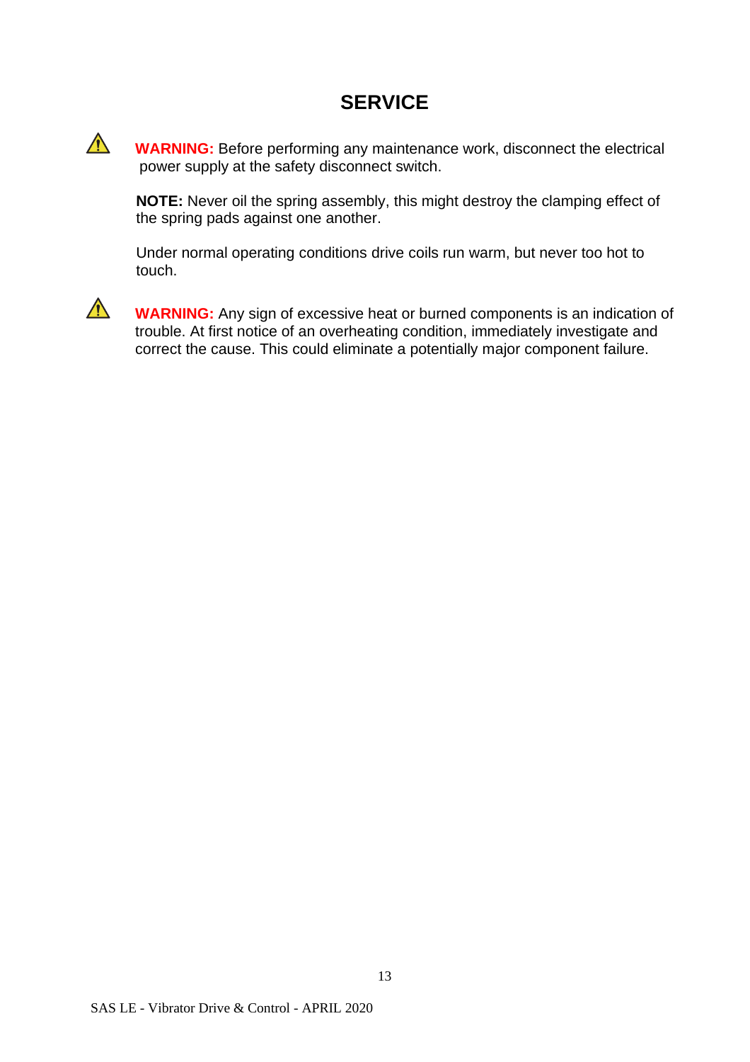# SERVICE

⚠ **WARNING:** Before performing any maintenance work, disconnect the electrical power supply at the safety disconnect switch.

**NOTE:** Never oil the spring assembly, this might destroy the clamping effect of the spring pads against one another.

Under normal operating conditions drive coils run warm, but never too hot to touch.

⚠ **WARNING:** Any sign of excessive heat or burned components is an indication of trouble. At first notice of an overheating condition, immediately investigate and correct the cause. This could eliminate a potentially major component failure.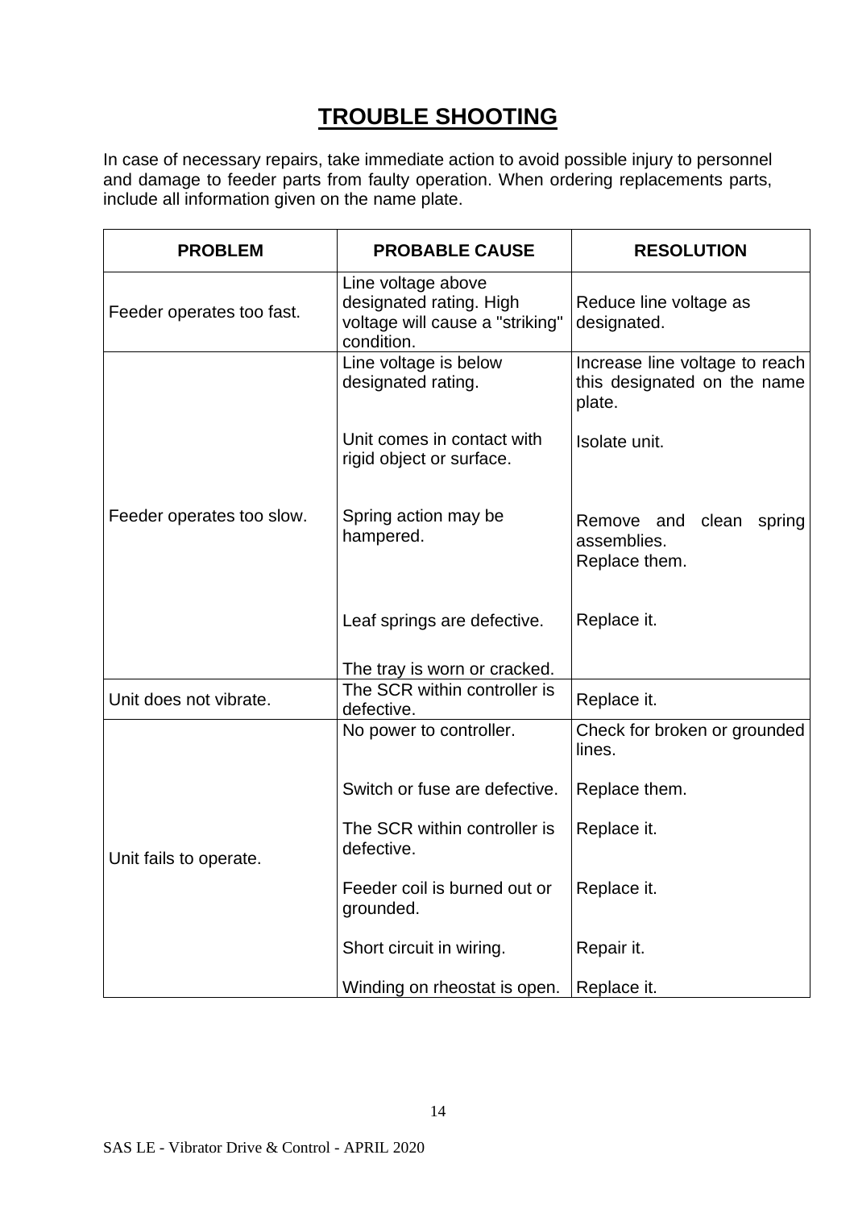# TROUBLE SHOOTING

In case of necessary repairs, take immediate action to avoid possible injury to personnel and damage to feeder parts from faulty operation. When ordering replacements parts, include all information given on the name plate.

| PROBLEM | PROBABLE CAUSE | RESOLUTION |
|---|---|---|
| Feeder operates too fast. | Line voltage above designated rating. High voltage will cause a "striking" condition. | Reduce line voltage as designated. |
| Feeder operates too slow. | Line voltage is below designated rating.<br><br>Unit comes in contact with rigid object or surface.<br><br>Spring action may be hampered.<br><br>Leaf springs are defective.<br><br>The tray is worn or cracked. | Increase line voltage to reach this designated on the name plate.<br><br>Isolate unit.<br><br>Remove and clean spring assemblies.<br>Replace them.<br><br>Replace it. |
| Unit does not vibrate. | The SCR within controller is defective. | Replace it. |
| Unit fails to operate. | No power to controller.<br><br>Switch or fuse are defective.<br><br>The SCR within controller is defective.<br><br>Feeder coil is burned out or grounded.<br><br>Short circuit in wiring.<br><br>Winding on rheostat is open. | Check for broken or grounded lines.<br><br>Replace them.<br><br>Replace it.<br><br>Replace it.<br><br>Repair it.<br><br>Replace it. |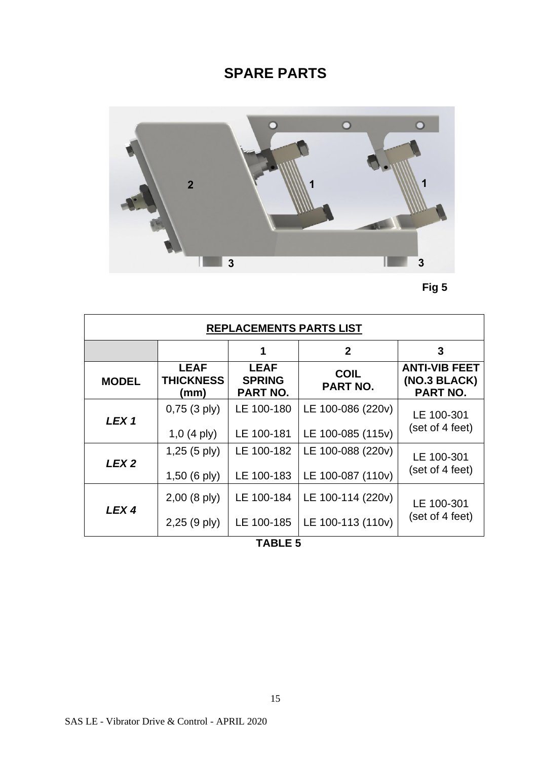# SPARE PARTS

Fig 5

| REPLACEMENTS PARTS LIST | | | | |
|---|---|---|---|---|
| | | 1 | 2 | 3 |
| **MODEL** | **LEAF THICKNESS (mm)** | **LEAF SPRING PART NO.** | **COIL PART NO.** | **ANTI-VIB FEET (NO.3 BLACK) PART NO.** |
| ***LEX 1*** | 0,75 (3 ply) | LE 100-180 | LE 100-086 (220v) | LE 100-301 (set of 4 feet) |
| | 1,0 (4 ply) | LE 100-181 | LE 100-085 (115v) | |
| ***LEX 2*** | 1,25 (5 ply) | LE 100-182 | LE 100-088 (220v) | LE 100-301 (set of 4 feet) |
| | 1,50 (6 ply) | LE 100-183 | LE 100-087 (110v) | |
| ***LEX 4*** | 2,00 (8 ply) | LE 100-184 | LE 100-114 (220v) | LE 100-301 (set of 4 feet) |
| | 2,25 (9 ply) | LE 100-185 | LE 100-113 (110v) | |

**TABLE 5**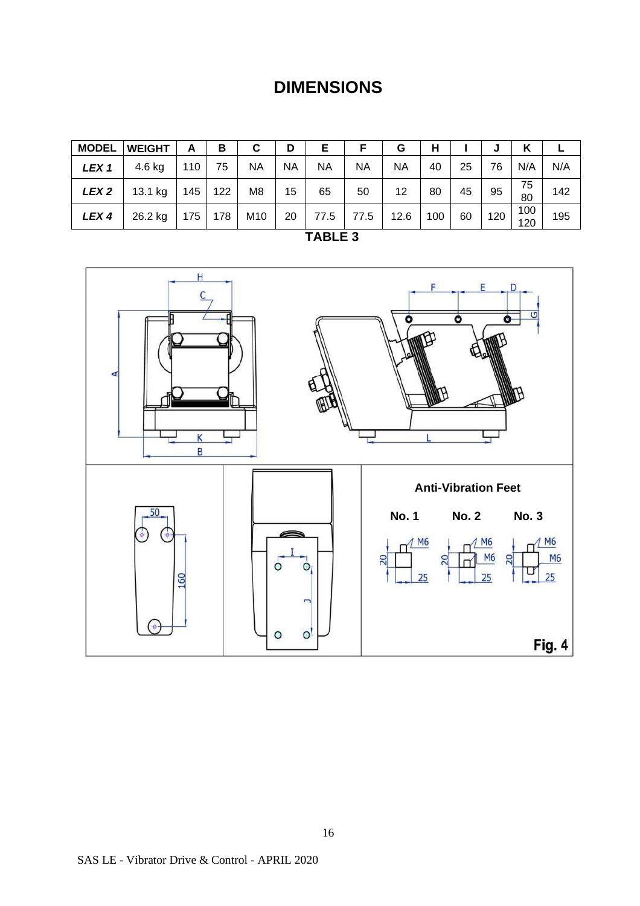# DIMENSIONS

| MODEL | WEIGHT | A | B | C | D | E | F | G | H | I | J | K | L |
|---|---|---|---|---|---|---|---|---|---|---|---|---|---|
| ***LEX 1*** | 4.6 kg | 110 | 75 | NA | NA | NA | NA | NA | 40 | 25 | 76 | N/A | N/A |
| ***LEX 2*** | 13.1 kg | 145 | 122 | M8 | 15 | 65 | 50 | 12 | 80 | 45 | 95 | 75 80 | 142 |
| ***LEX 4*** | 26.2 kg | 175 | 178 | M10 | 20 | 77.5 | 77.5 | 12.6 | 100 | 60 | 120 | 100 120 | 195 |

**TABLE 3**

**Anti-Vibration Feet**

**No. 1** **No. 2** **No. 3**

**Fig. 4**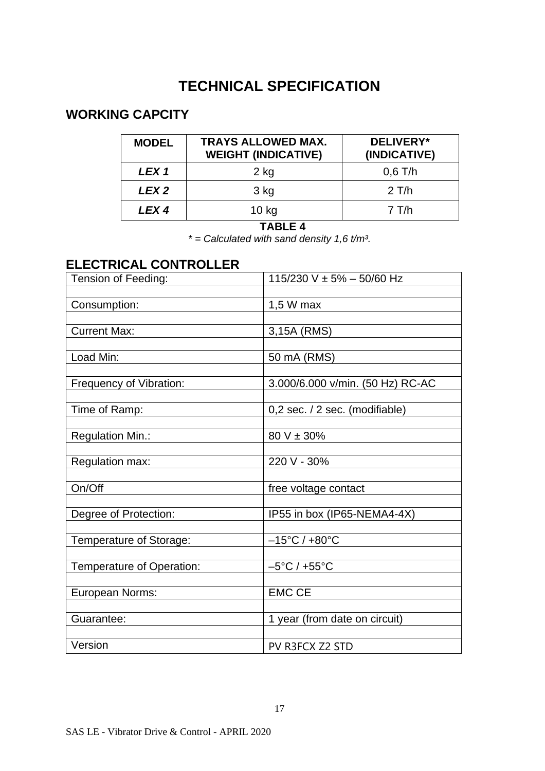# TECHNICAL SPECIFICATION

## WORKING CAPCITY

| MODEL | TRAYS ALLOWED MAX. WEIGHT (INDICATIVE) | DELIVERY* (INDICATIVE) |
|---|---|---|
| ***LEX 1*** | 2 kg | 0,6 T/h |
| ***LEX 2*** | 3 kg | 2 T/h |
| ***LEX 4*** | 10 kg | 7 T/h |

**TABLE 4**

*\* = Calculated with sand density 1,6 t/m³.*

## ELECTRICAL CONTROLLER

| | |
|---|---|
| Tension of Feeding: | 115/230 V ± 5% – 50/60 Hz |
| Consumption: | 1,5 W max |
| Current Max: | 3,15A (RMS) |
| Load Min: | 50 mA (RMS) |
| Frequency of Vibration: | 3.000/6.000 v/min. (50 Hz) RC-AC |
| Time of Ramp: | 0,2 sec. / 2 sec. (modifiable) |
| Regulation Min.: | 80 V ± 30% |
| Regulation max: | 220 V - 30% |
| On/Off | free voltage contact |
| Degree of Protection: | IP55 in box (IP65-NEMA4-4X) |
| Temperature of Storage: | –15°C / +80°C |
| Temperature of Operation: | –5°C / +55°C |
| European Norms: | EMC CE |
| Guarantee: | 1 year (from date on circuit) |
| Version | PV R3FCX Z2 STD |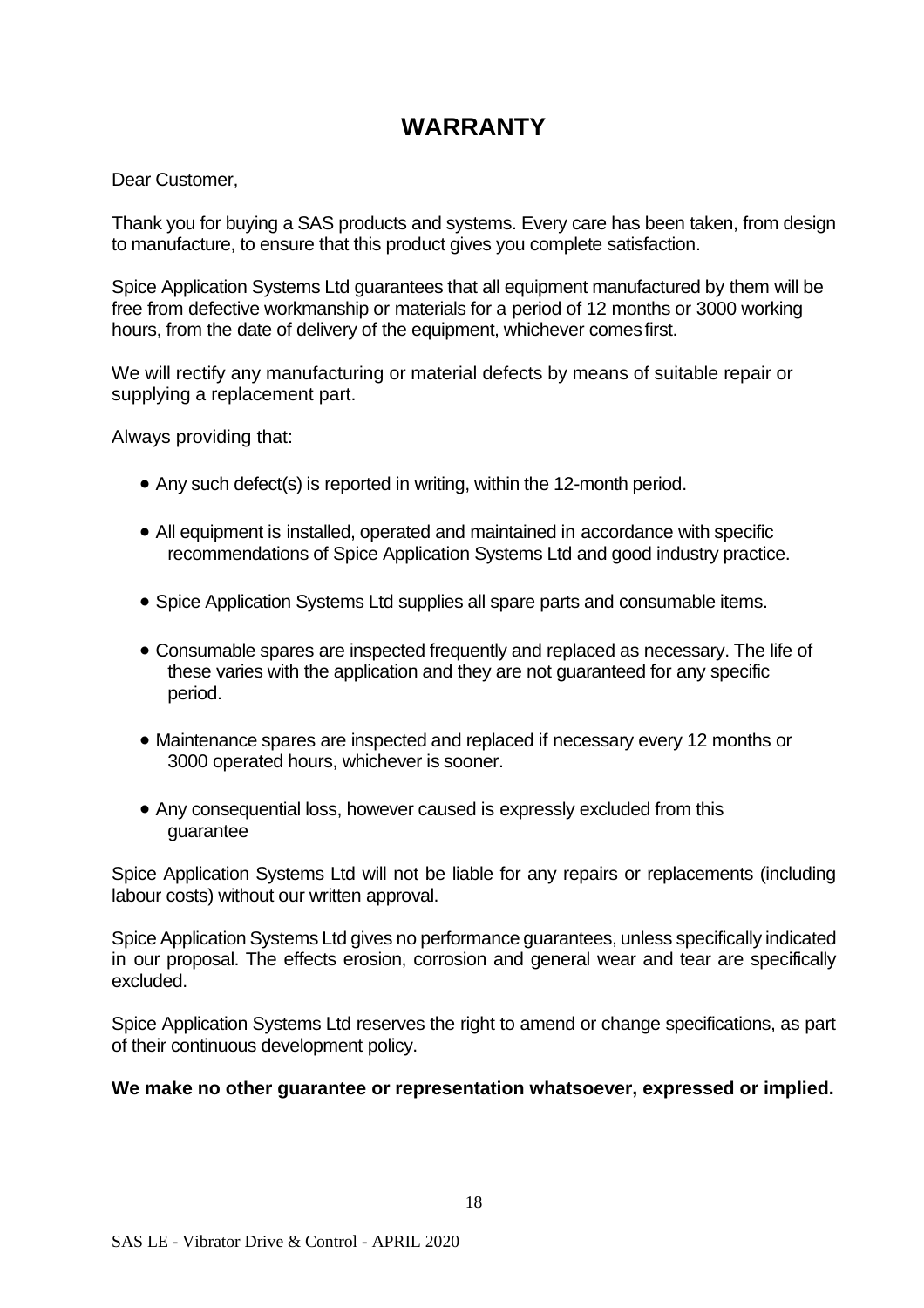# WARRANTY

Dear Customer,

Thank you for buying a SAS products and systems. Every care has been taken, from design to manufacture, to ensure that this product gives you complete satisfaction.

Spice Application Systems Ltd guarantees that all equipment manufactured by them will be free from defective workmanship or materials for a period of 12 months or 3000 working hours, from the date of delivery of the equipment, whichever comes first.

We will rectify any manufacturing or material defects by means of suitable repair or supplying a replacement part.

Always providing that:

- Any such defect(s) is reported in writing, within the 12-month period.
- All equipment is installed, operated and maintained in accordance with specific recommendations of Spice Application Systems Ltd and good industry practice.
- Spice Application Systems Ltd supplies all spare parts and consumable items.
- Consumable spares are inspected frequently and replaced as necessary. The life of these varies with the application and they are not guaranteed for any specific period.
- Maintenance spares are inspected and replaced if necessary every 12 months or 3000 operated hours, whichever is sooner.
- Any consequential loss, however caused is expressly excluded from this guarantee

Spice Application Systems Ltd will not be liable for any repairs or replacements (including labour costs) without our written approval.

Spice Application Systems Ltd gives no performance guarantees, unless specifically indicated in our proposal. The effects erosion, corrosion and general wear and tear are specifically excluded.

Spice Application Systems Ltd reserves the right to amend or change specifications, as part of their continuous development policy.

**We make no other guarantee or representation whatsoever, expressed or implied.**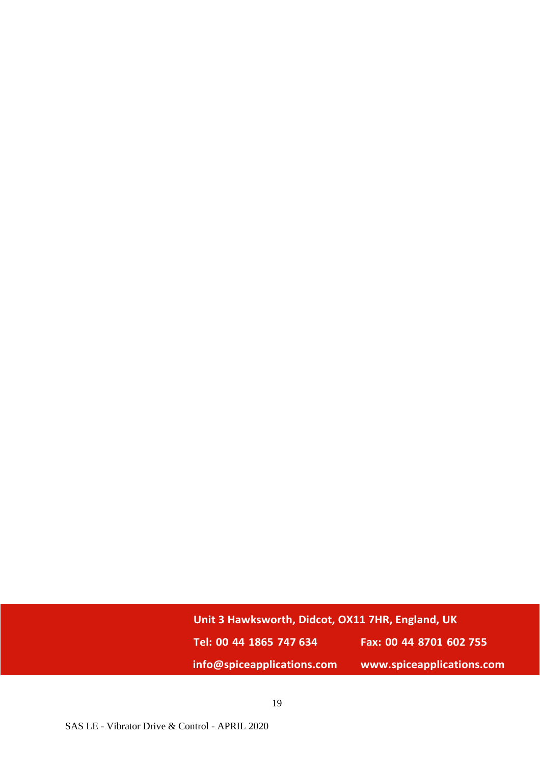**Unit 3 Hawksworth, Didcot, OX11 7HR, England, UK**

**Tel: 00 44 1865 747 634** **Fax: 00 44 8701 602 755**

**info@spiceapplications.com** **www.spiceapplications.com**